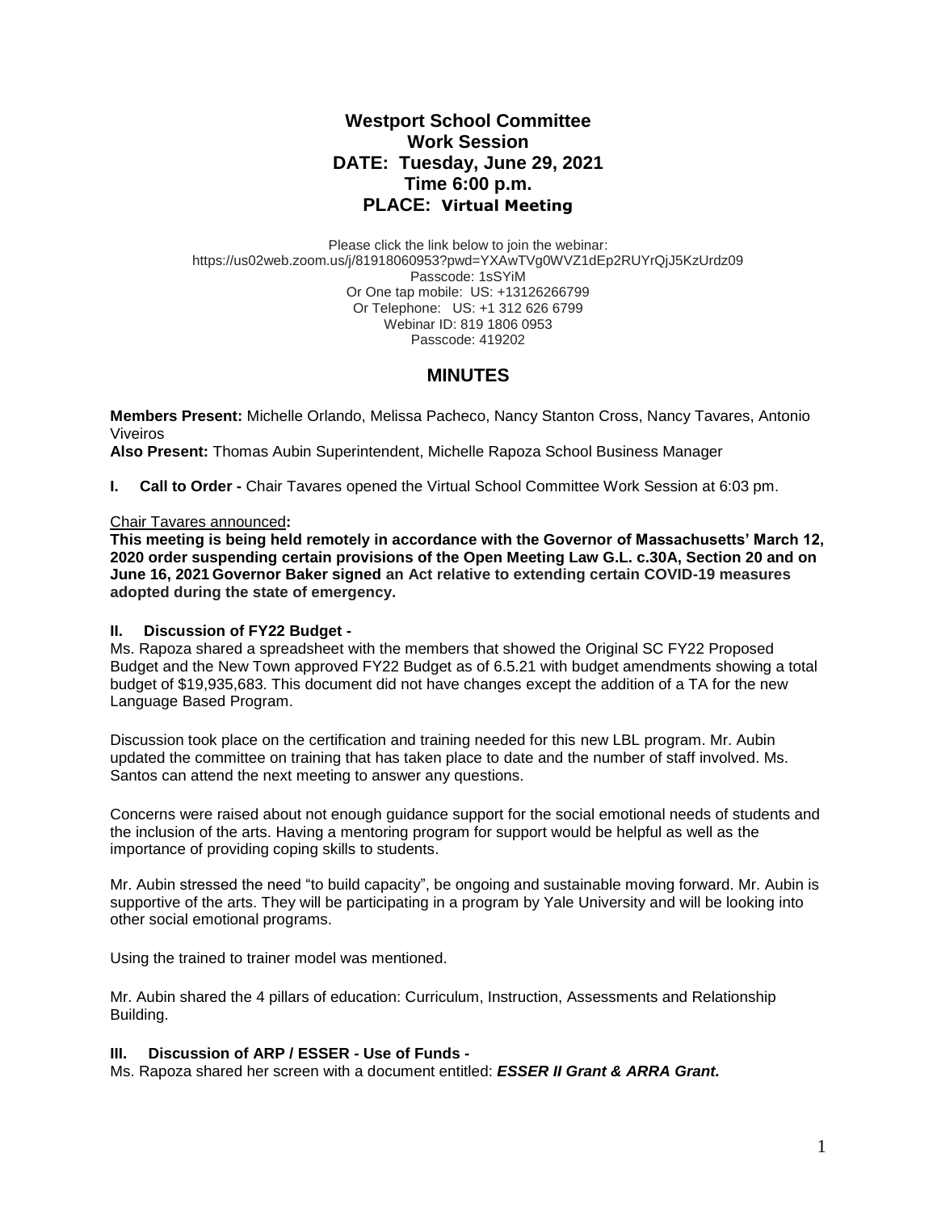# Westport School Committee
## Work Session
## DATE: Tuesday, June 29, 2021
## Time 6:00 p.m.
## PLACE: Virtual Meeting

Please click the link below to join the webinar:
https://us02web.zoom.us/j/81918060953?pwd=YXAwTVg0WVZ1dEp2RUYrQjJ5KzUrdz09
Passcode: 1sSYiM
Or One tap mobile: US: +13126266799
Or Telephone: US: +1 312 626 6799
Webinar ID: 819 1806 0953
Passcode: 419202

## MINUTES

**Members Present:** Michelle Orlando, Melissa Pacheco, Nancy Stanton Cross, Nancy Tavares, Antonio Viveiros
**Also Present:** Thomas Aubin Superintendent, Michelle Rapoza School Business Manager

**I. Call to Order -** Chair Tavares opened the Virtual School Committee Work Session at 6:03 pm.

Chair Tavares announced**:**
**This meeting is being held remotely in accordance with the Governor of Massachusetts' March 12, 2020 order suspending certain provisions of the Open Meeting Law G.L. c.30A, Section 20 and on June 16, 2021 Governor Baker signed an Act relative to extending certain COVID-19 measures adopted during the state of emergency.**

**II. Discussion of FY22 Budget -**
Ms. Rapoza shared a spreadsheet with the members that showed the Original SC FY22 Proposed Budget and the New Town approved FY22 Budget as of 6.5.21 with budget amendments showing a total budget of $19,935,683. This document did not have changes except the addition of a TA for the new Language Based Program.

Discussion took place on the certification and training needed for this new LBL program. Mr. Aubin updated the committee on training that has taken place to date and the number of staff involved. Ms. Santos can attend the next meeting to answer any questions.

Concerns were raised about not enough guidance support for the social emotional needs of students and the inclusion of the arts. Having a mentoring program for support would be helpful as well as the importance of providing coping skills to students.

Mr. Aubin stressed the need "to build capacity", be ongoing and sustainable moving forward. Mr. Aubin is supportive of the arts. They will be participating in a program by Yale University and will be looking into other social emotional programs.

Using the trained to trainer model was mentioned.

Mr. Aubin shared the 4 pillars of education: Curriculum, Instruction, Assessments and Relationship Building.

**III. Discussion of ARP / ESSER - Use of Funds -**
Ms. Rapoza shared her screen with a document entitled: ***ESSER II Grant & ARRA Grant.***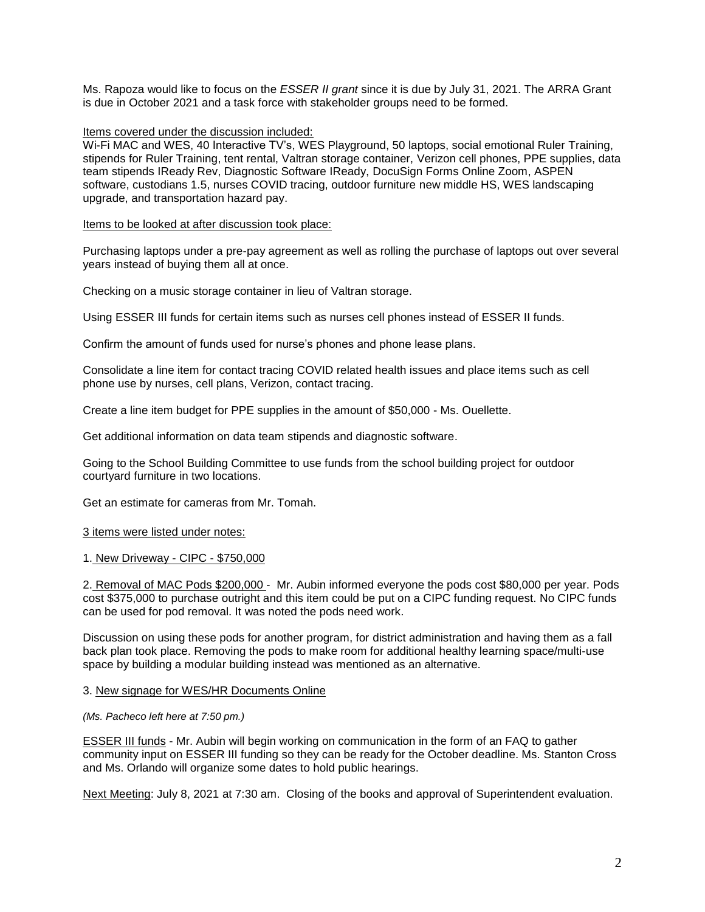Ms. Rapoza would like to focus on the *ESSER II grant* since it is due by July 31, 2021. The ARRA Grant is due in October 2021 and a task force with stakeholder groups need to be formed.

<u>Items covered under the discussion included:</u>
Wi-Fi MAC and WES, 40 Interactive TV's, WES Playground, 50 laptops, social emotional Ruler Training, stipends for Ruler Training, tent rental, Valtran storage container, Verizon cell phones, PPE supplies, data team stipends IReady Rev, Diagnostic Software IReady, DocuSign Forms Online Zoom, ASPEN software, custodians 1.5, nurses COVID tracing, outdoor furniture new middle HS, WES landscaping upgrade, and transportation hazard pay.

<u>Items to be looked at after discussion took place:</u>

Purchasing laptops under a pre-pay agreement as well as rolling the purchase of laptops out over several years instead of buying them all at once.

Checking on a music storage container in lieu of Valtran storage.

Using ESSER III funds for certain items such as nurses cell phones instead of ESSER II funds.

Confirm the amount of funds used for nurse's phones and phone lease plans.

Consolidate a line item for contact tracing COVID related health issues and place items such as cell phone use by nurses, cell plans, Verizon, contact tracing.

Create a line item budget for PPE supplies in the amount of $50,000 - Ms. Ouellette.

Get additional information on data team stipends and diagnostic software.

Going to the School Building Committee to use funds from the school building project for outdoor courtyard furniture in two locations.

Get an estimate for cameras from Mr. Tomah.

<u>3 items were listed under notes:</u>

1. <u>New Driveway - CIPC - $750,000</u>

2. <u>Removal of MAC Pods $200,000</u> - Mr. Aubin informed everyone the pods cost $80,000 per year. Pods cost $375,000 to purchase outright and this item could be put on a CIPC funding request. No CIPC funds can be used for pod removal. It was noted the pods need work.

Discussion on using these pods for another program, for district administration and having them as a fall back plan took place. Removing the pods to make room for additional healthy learning space/multi-use space by building a modular building instead was mentioned as an alternative.

3. <u>New signage for WES/HR Documents Online</u>

*(Ms. Pacheco left here at 7:50 pm.)*

<u>ESSER III funds</u> - Mr. Aubin will begin working on communication in the form of an FAQ to gather community input on ESSER III funding so they can be ready for the October deadline. Ms. Stanton Cross and Ms. Orlando will organize some dates to hold public hearings.

<u>Next Meeting</u>: July 8, 2021 at 7:30 am. Closing of the books and approval of Superintendent evaluation.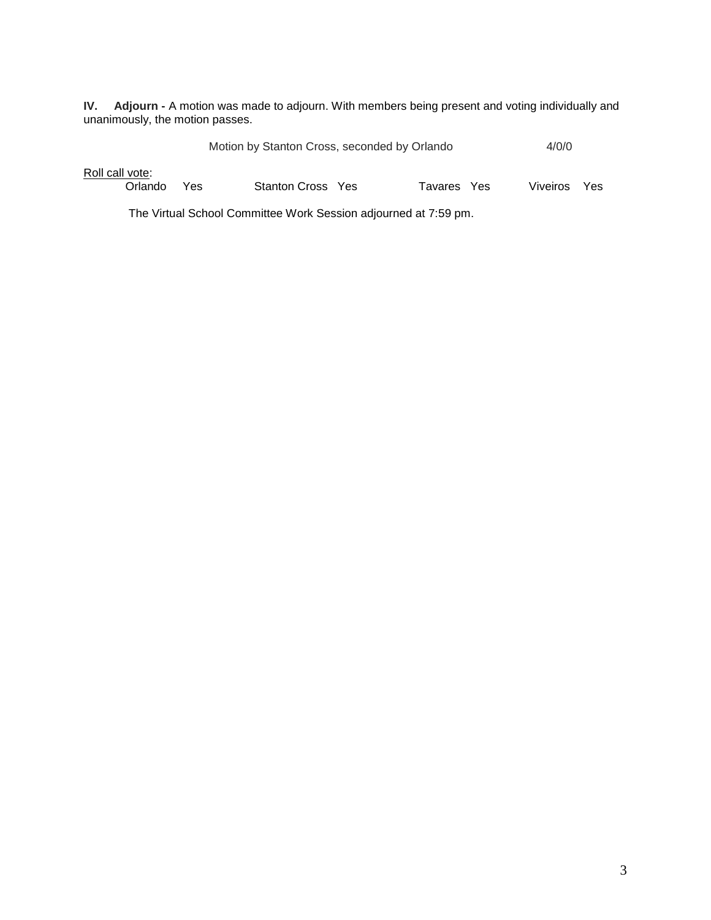**IV. Adjourn -** A motion was made to adjourn. With members being present and voting individually and unanimously, the motion passes.

Motion by Stanton Cross, seconded by Orlando 4/0/0

Roll call vote:

| | | | |
|---|---|---|---|
| Orlando Yes | Stanton Cross Yes | Tavares Yes | Viveiros Yes |

The Virtual School Committee Work Session adjourned at 7:59 pm.